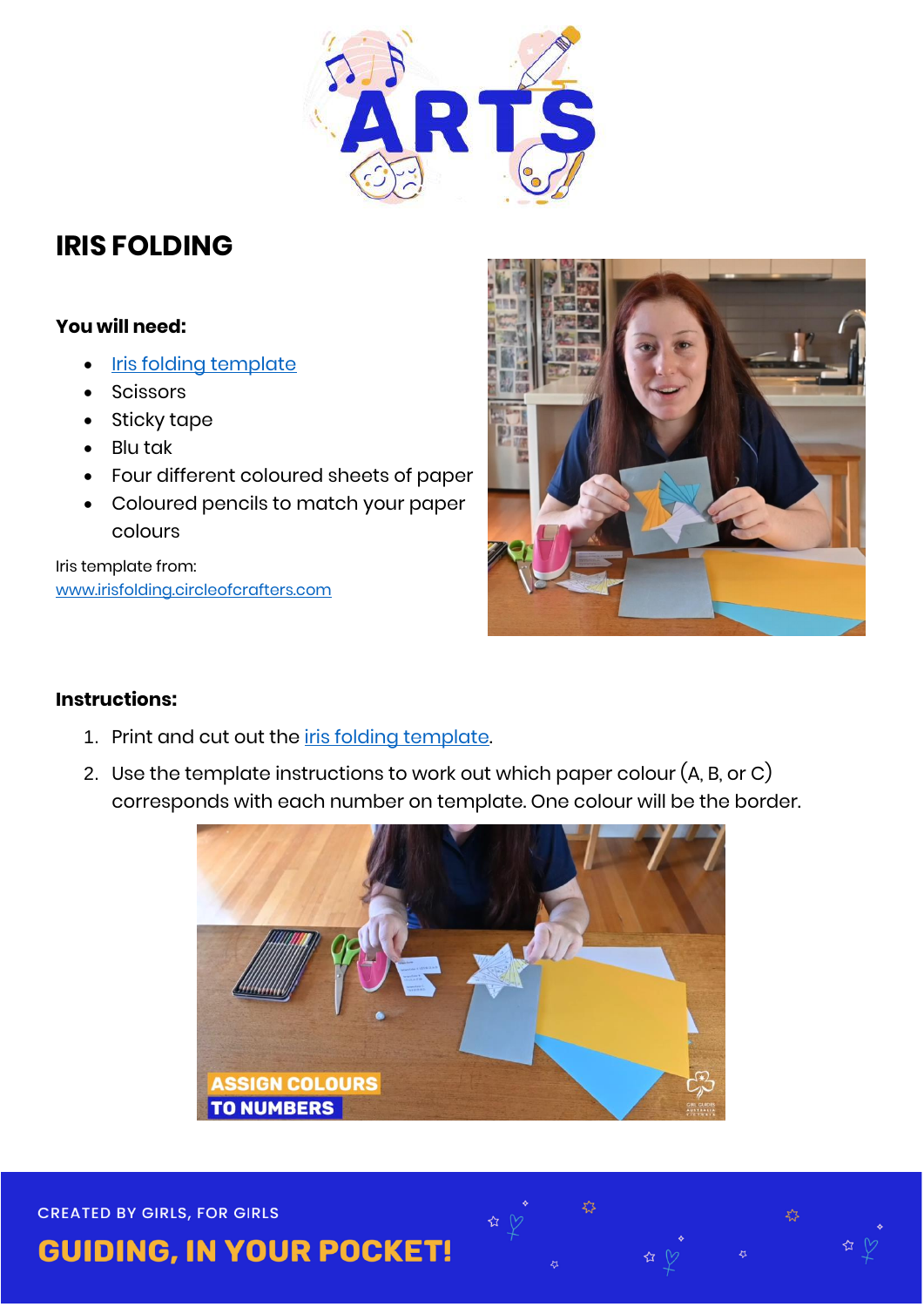# IRIS FOLDING

**You will need:**

- [Iris folding template]()
- Scissors
- Sticky tape
- Blu tak
- Four different coloured sheets of paper
- Coloured pencils to match your paper colours

Iris template from:
[www.irisfolding.circleofcrafters.com](www.irisfolding.circleofcrafters.com)

**Instructions:**

1. Print and cut out the [iris folding template]().
2. Use the template instructions to work out which paper colour (A, B, or C) corresponds with each number on template. One colour will be the border.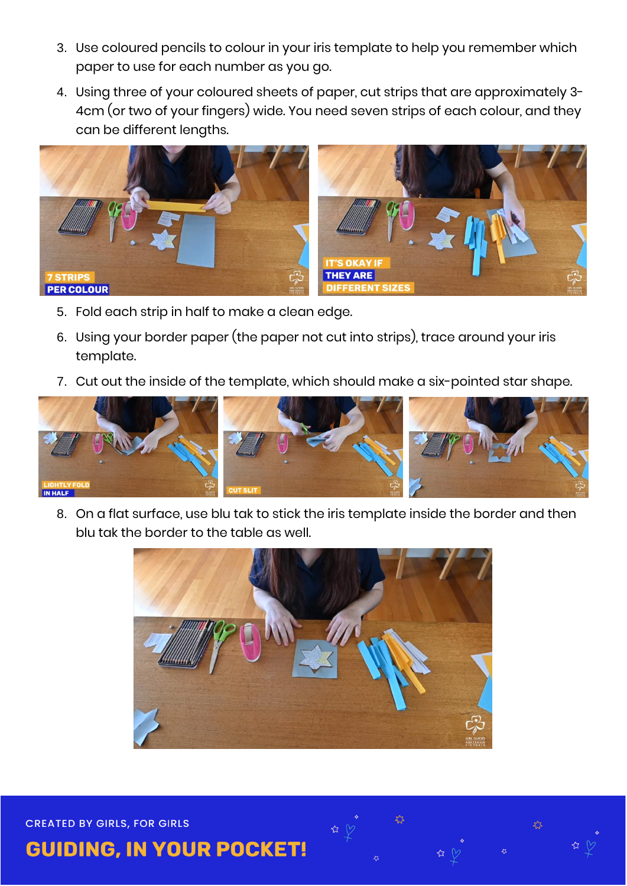3. Use coloured pencils to colour in your iris template to help you remember which paper to use for each number as you go.
4. Using three of your coloured sheets of paper, cut strips that are approximately 3-4cm (or two of your fingers) wide. You need seven strips of each colour, and they can be different lengths.
5. Fold each strip in half to make a clean edge.
6. Using your border paper (the paper not cut into strips), trace around your iris template.
7. Cut out the inside of the template, which should make a six-pointed star shape.
8. On a flat surface, use blu tak to stick the iris template inside the border and then blu tak the border to the table as well.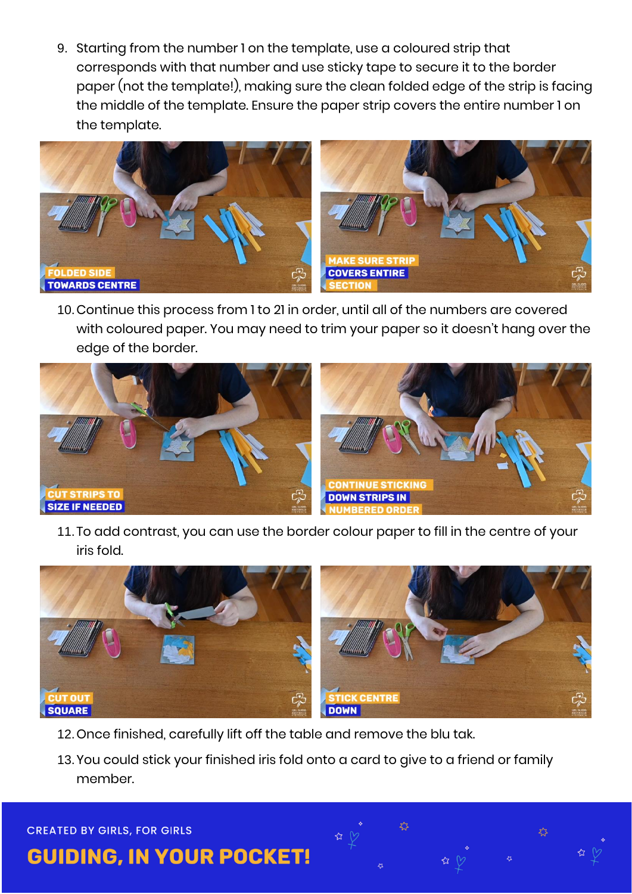9. Starting from the number 1 on the template, use a coloured strip that corresponds with that number and use sticky tape to secure it to the border paper (not the template!), making sure the clean folded edge of the strip is facing the middle of the template. Ensure the paper strip covers the entire number 1 on the template.

FOLDED SIDE TOWARDS CENTRE

MAKE SURE STRIP COVERS ENTIRE SECTION

10. Continue this process from 1 to 21 in order, until all of the numbers are covered with coloured paper. You may need to trim your paper so it doesn't hang over the edge of the border.

CUT STRIPS TO SIZE IF NEEDED

CONTINUE STICKING DOWN STRIPS IN NUMBERED ORDER

11. To add contrast, you can use the border colour paper to fill in the centre of your iris fold.

CUT OUT SQUARE

STICK CENTRE DOWN

12. Once finished, carefully lift off the table and remove the blu tak.

13. You could stick your finished iris fold onto a card to give to a friend or family member.

CREATED BY GIRLS, FOR GIRLS

**GUIDING, IN YOUR POCKET!**